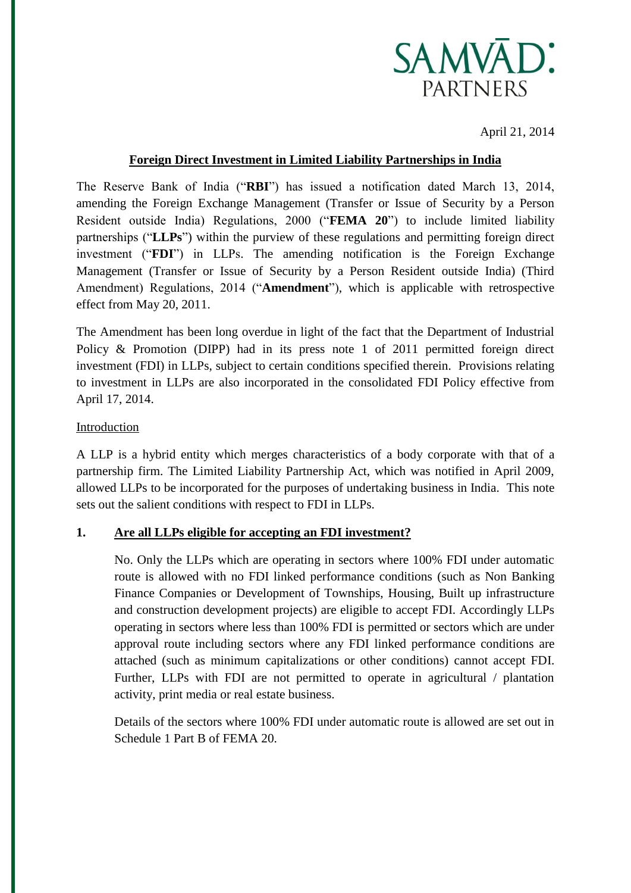SAMVĀD: PARTNERS

April 21, 2014

## Foreign Direct Investment in Limited Liability Partnerships in India

The Reserve Bank of India ("**RBI**") has issued a notification dated March 13, 2014, amending the Foreign Exchange Management (Transfer or Issue of Security by a Person Resident outside India) Regulations, 2000 ("**FEMA 20**") to include limited liability partnerships ("**LLPs**") within the purview of these regulations and permitting foreign direct investment ("**FDI**") in LLPs. The amending notification is the Foreign Exchange Management (Transfer or Issue of Security by a Person Resident outside India) (Third Amendment) Regulations, 2014 ("**Amendment**"), which is applicable with retrospective effect from May 20, 2011.

The Amendment has been long overdue in light of the fact that the Department of Industrial Policy & Promotion (DIPP) had in its press note 1 of 2011 permitted foreign direct investment (FDI) in LLPs, subject to certain conditions specified therein. Provisions relating to investment in LLPs are also incorporated in the consolidated FDI Policy effective from April 17, 2014.

### Introduction

A LLP is a hybrid entity which merges characteristics of a body corporate with that of a partnership firm. The Limited Liability Partnership Act, which was notified in April 2009, allowed LLPs to be incorporated for the purposes of undertaking business in India. This note sets out the salient conditions with respect to FDI in LLPs.

### 1. Are all LLPs eligible for accepting an FDI investment?

No. Only the LLPs which are operating in sectors where 100% FDI under automatic route is allowed with no FDI linked performance conditions (such as Non Banking Finance Companies or Development of Townships, Housing, Built up infrastructure and construction development projects) are eligible to accept FDI. Accordingly LLPs operating in sectors where less than 100% FDI is permitted or sectors which are under approval route including sectors where any FDI linked performance conditions are attached (such as minimum capitalizations or other conditions) cannot accept FDI. Further, LLPs with FDI are not permitted to operate in agricultural / plantation activity, print media or real estate business.

Details of the sectors where 100% FDI under automatic route is allowed are set out in Schedule 1 Part B of FEMA 20.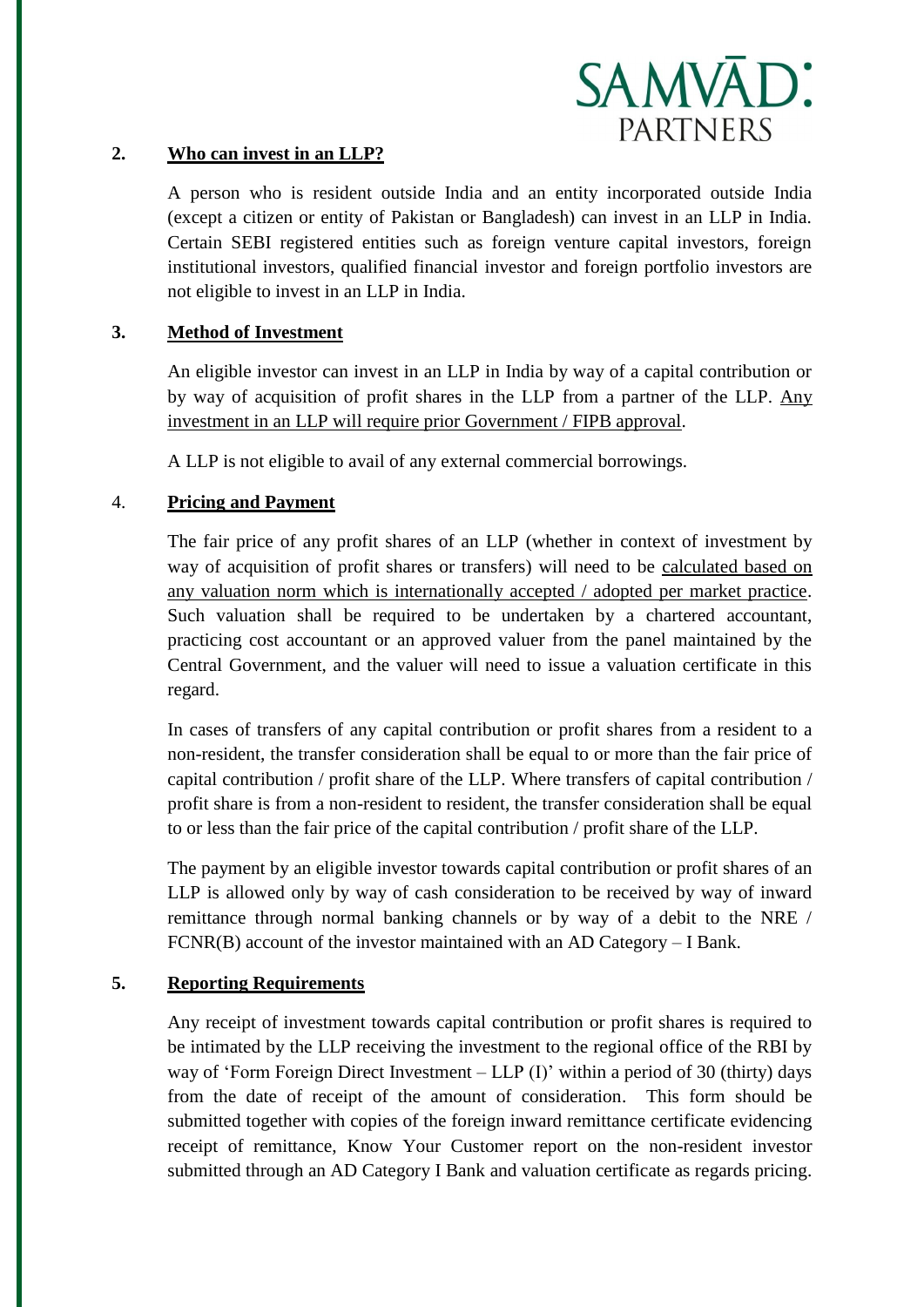## 2. Who can invest in an LLP?

A person who is resident outside India and an entity incorporated outside India (except a citizen or entity of Pakistan or Bangladesh) can invest in an LLP in India. Certain SEBI registered entities such as foreign venture capital investors, foreign institutional investors, qualified financial investor and foreign portfolio investors are not eligible to invest in an LLP in India.

## 3. Method of Investment

An eligible investor can invest in an LLP in India by way of a capital contribution or by way of acquisition of profit shares in the LLP from a partner of the LLP. Any investment in an LLP will require prior Government / FIPB approval.

A LLP is not eligible to avail of any external commercial borrowings.

## 4. Pricing and Payment

The fair price of any profit shares of an LLP (whether in context of investment by way of acquisition of profit shares or transfers) will need to be calculated based on any valuation norm which is internationally accepted / adopted per market practice. Such valuation shall be required to be undertaken by a chartered accountant, practicing cost accountant or an approved valuer from the panel maintained by the Central Government, and the valuer will need to issue a valuation certificate in this regard.

In cases of transfers of any capital contribution or profit shares from a resident to a non-resident, the transfer consideration shall be equal to or more than the fair price of capital contribution / profit share of the LLP. Where transfers of capital contribution / profit share is from a non-resident to resident, the transfer consideration shall be equal to or less than the fair price of the capital contribution / profit share of the LLP.

The payment by an eligible investor towards capital contribution or profit shares of an LLP is allowed only by way of cash consideration to be received by way of inward remittance through normal banking channels or by way of a debit to the NRE / FCNR(B) account of the investor maintained with an AD Category – I Bank.

## 5. Reporting Requirements

Any receipt of investment towards capital contribution or profit shares is required to be intimated by the LLP receiving the investment to the regional office of the RBI by way of 'Form Foreign Direct Investment – LLP (I)' within a period of 30 (thirty) days from the date of receipt of the amount of consideration. This form should be submitted together with copies of the foreign inward remittance certificate evidencing receipt of remittance, Know Your Customer report on the non-resident investor submitted through an AD Category I Bank and valuation certificate as regards pricing.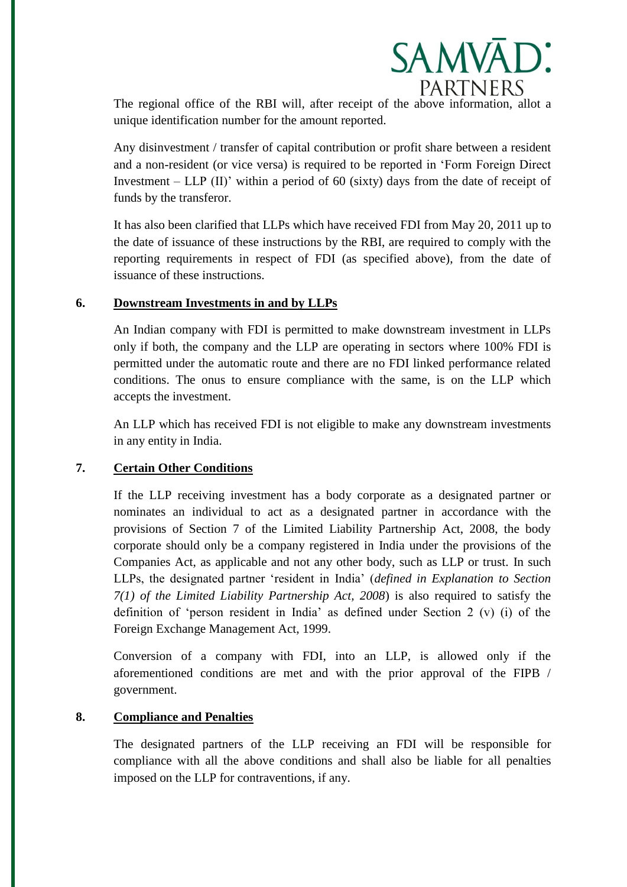The regional office of the RBI will, after receipt of the above information, allot a unique identification number for the amount reported.

Any disinvestment / transfer of capital contribution or profit share between a resident and a non-resident (or vice versa) is required to be reported in 'Form Foreign Direct Investment – LLP (II)' within a period of 60 (sixty) days from the date of receipt of funds by the transferor.

It has also been clarified that LLPs which have received FDI from May 20, 2011 up to the date of issuance of these instructions by the RBI, are required to comply with the reporting requirements in respect of FDI (as specified above), from the date of issuance of these instructions.

## 6. Downstream Investments in and by LLPs

An Indian company with FDI is permitted to make downstream investment in LLPs only if both, the company and the LLP are operating in sectors where 100% FDI is permitted under the automatic route and there are no FDI linked performance related conditions. The onus to ensure compliance with the same, is on the LLP which accepts the investment.

An LLP which has received FDI is not eligible to make any downstream investments in any entity in India.

## 7. Certain Other Conditions

If the LLP receiving investment has a body corporate as a designated partner or nominates an individual to act as a designated partner in accordance with the provisions of Section 7 of the Limited Liability Partnership Act, 2008, the body corporate should only be a company registered in India under the provisions of the Companies Act, as applicable and not any other body, such as LLP or trust. In such LLPs, the designated partner 'resident in India' (*defined in Explanation to Section 7(1) of the Limited Liability Partnership Act, 2008*) is also required to satisfy the definition of 'person resident in India' as defined under Section 2 (v) (i) of the Foreign Exchange Management Act, 1999.

Conversion of a company with FDI, into an LLP, is allowed only if the aforementioned conditions are met and with the prior approval of the FIPB / government.

## 8. Compliance and Penalties

The designated partners of the LLP receiving an FDI will be responsible for compliance with all the above conditions and shall also be liable for all penalties imposed on the LLP for contraventions, if any.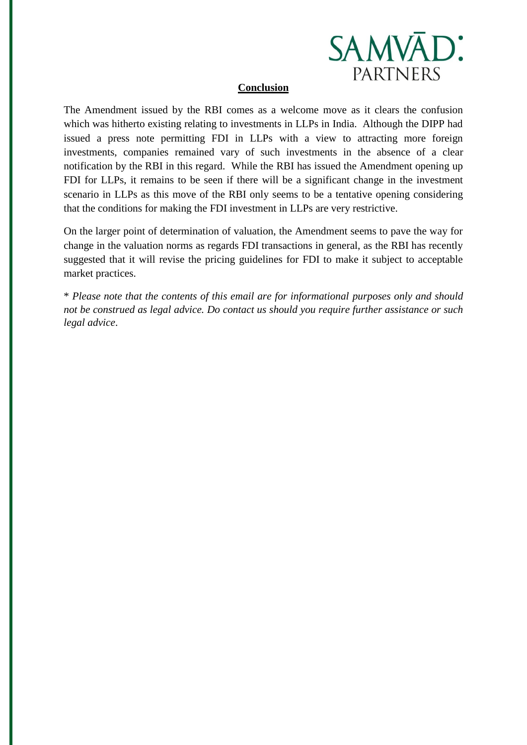## Conclusion

The Amendment issued by the RBI comes as a welcome move as it clears the confusion which was hitherto existing relating to investments in LLPs in India. Although the DIPP had issued a press note permitting FDI in LLPs with a view to attracting more foreign investments, companies remained vary of such investments in the absence of a clear notification by the RBI in this regard. While the RBI has issued the Amendment opening up FDI for LLPs, it remains to be seen if there will be a significant change in the investment scenario in LLPs as this move of the RBI only seems to be a tentative opening considering that the conditions for making the FDI investment in LLPs are very restrictive.

On the larger point of determination of valuation, the Amendment seems to pave the way for change in the valuation norms as regards FDI transactions in general, as the RBI has recently suggested that it will revise the pricing guidelines for FDI to make it subject to acceptable market practices.

* *Please note that the contents of this email are for informational purposes only and should not be construed as legal advice. Do contact us should you require further assistance or such legal advice*.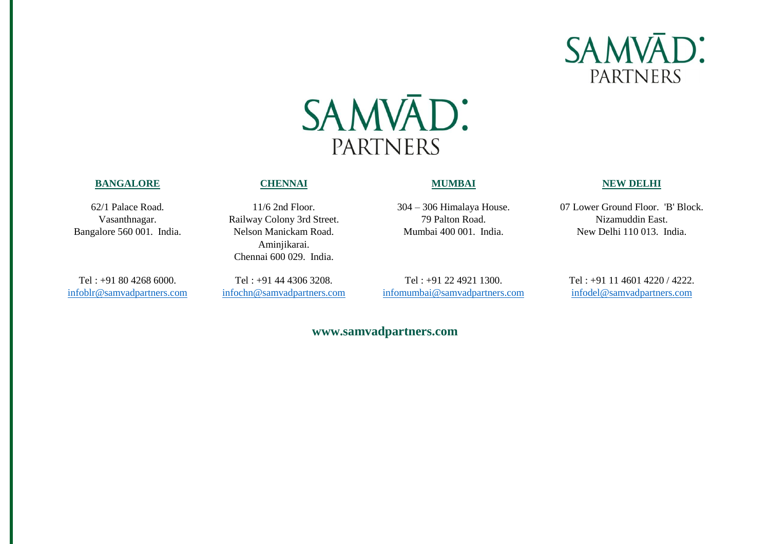SAMVĀD: PARTNERS

SAMVĀD: PARTNERS

**BANGALORE**

62/1 Palace Road.
Vasanthnagar.
Bangalore 560 001. India.

Tel : +91 80 4268 6000.
infoblr@samvadpartners.com

**CHENNAI**

11/6 2nd Floor.
Railway Colony 3rd Street.
Nelson Manickam Road.
Aminjikarai.
Chennai 600 029. India.

Tel : +91 44 4306 3208.
infochn@samvadpartners.com

**MUMBAI**

304 – 306 Himalaya House.
79 Palton Road.
Mumbai 400 001. India.

Tel : +91 22 4921 1300.
infomumbai@samvadpartners.com

**NEW DELHI**

07 Lower Ground Floor. 'B' Block.
Nizamuddin East.
New Delhi 110 013. India.

Tel : +91 11 4601 4220 / 4222.
infodel@samvadpartners.com

**www.samvadpartners.com**